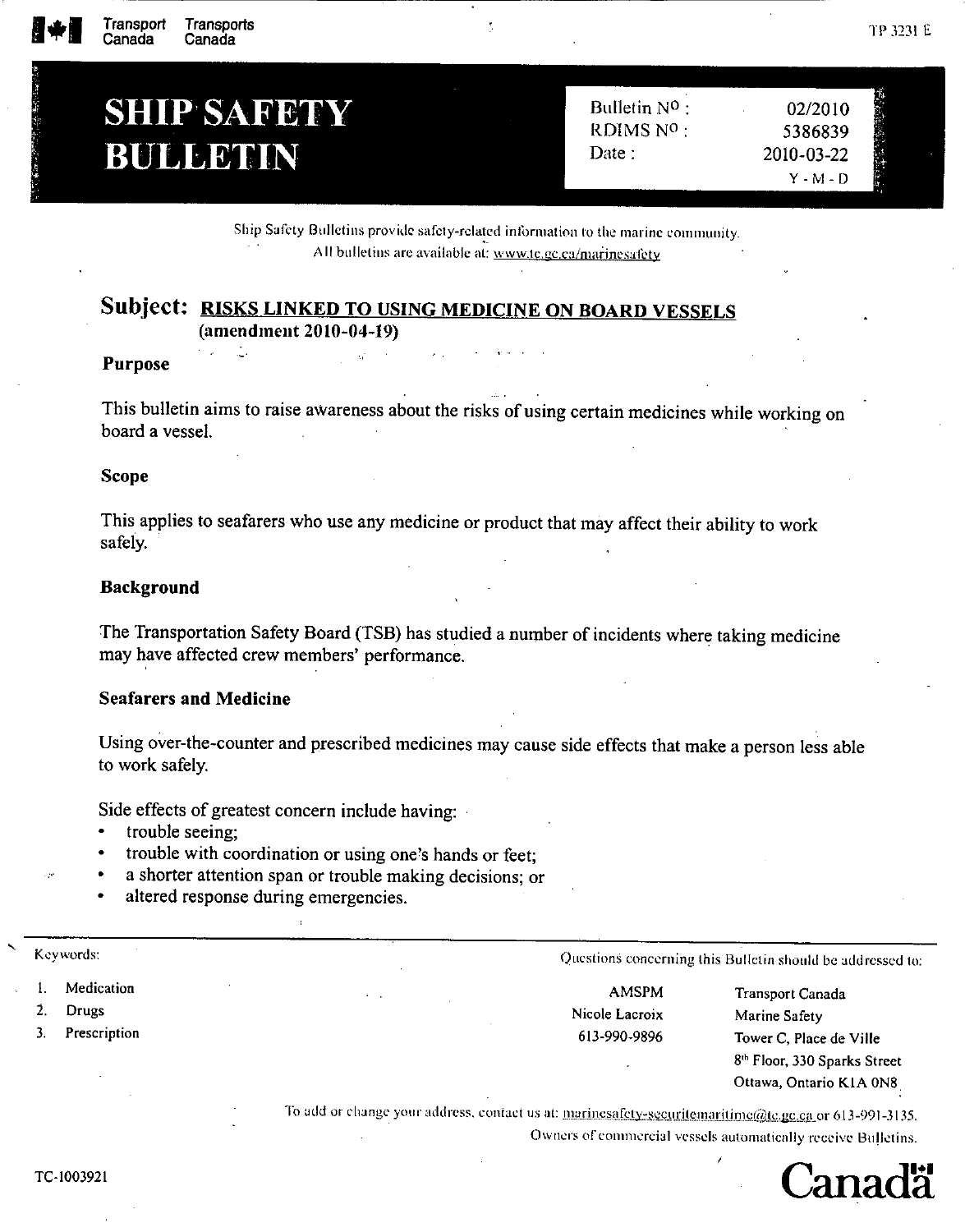Transport Canada / Transports Canada

TP 3231 E

# SHIP SAFETY BULLETIN

| | |
|---|---|
| Bulletin No : | 02/2010 |
| RDIMS No : | 5386839 |
| Date : | 2010-03-22 Y - M - D |

Ship Safety Bulletins provide safety-related information to the marine community.
All bulletins are available at: www.tc.gc.ca/marinesafety

## Subject: RISKS LINKED TO USING MEDICINE ON BOARD VESSELS (amendment 2010-04-19)

### Purpose

This bulletin aims to raise awareness about the risks of using certain medicines while working on board a vessel.

### Scope

This applies to seafarers who use any medicine or product that may affect their ability to work safely.

### Background

The Transportation Safety Board (TSB) has studied a number of incidents where taking medicine may have affected crew members' performance.

### Seafarers and Medicine

Using over-the-counter and prescribed medicines may cause side effects that make a person less able to work safely.

Side effects of greatest concern include having:

- trouble seeing;
- trouble with coordination or using one's hands or feet;
- a shorter attention span or trouble making decisions; or
- altered response during emergencies.

---

Keywords:

1. Medication
2. Drugs
3. Prescription

Questions concerning this Bulletin should be addressed to:

AMSPM
Nicole Lacroix
613-990-9896

Transport Canada
Marine Safety
Tower C, Place de Ville
8th Floor, 330 Sparks Street
Ottawa, Ontario K1A 0N8

To add or change your address, contact us at: marinesafety-securitemaritime@tc.gc.ca or 613-991-3135.
Owners of commercial vessels automatically receive Bulletins.

TC-1003921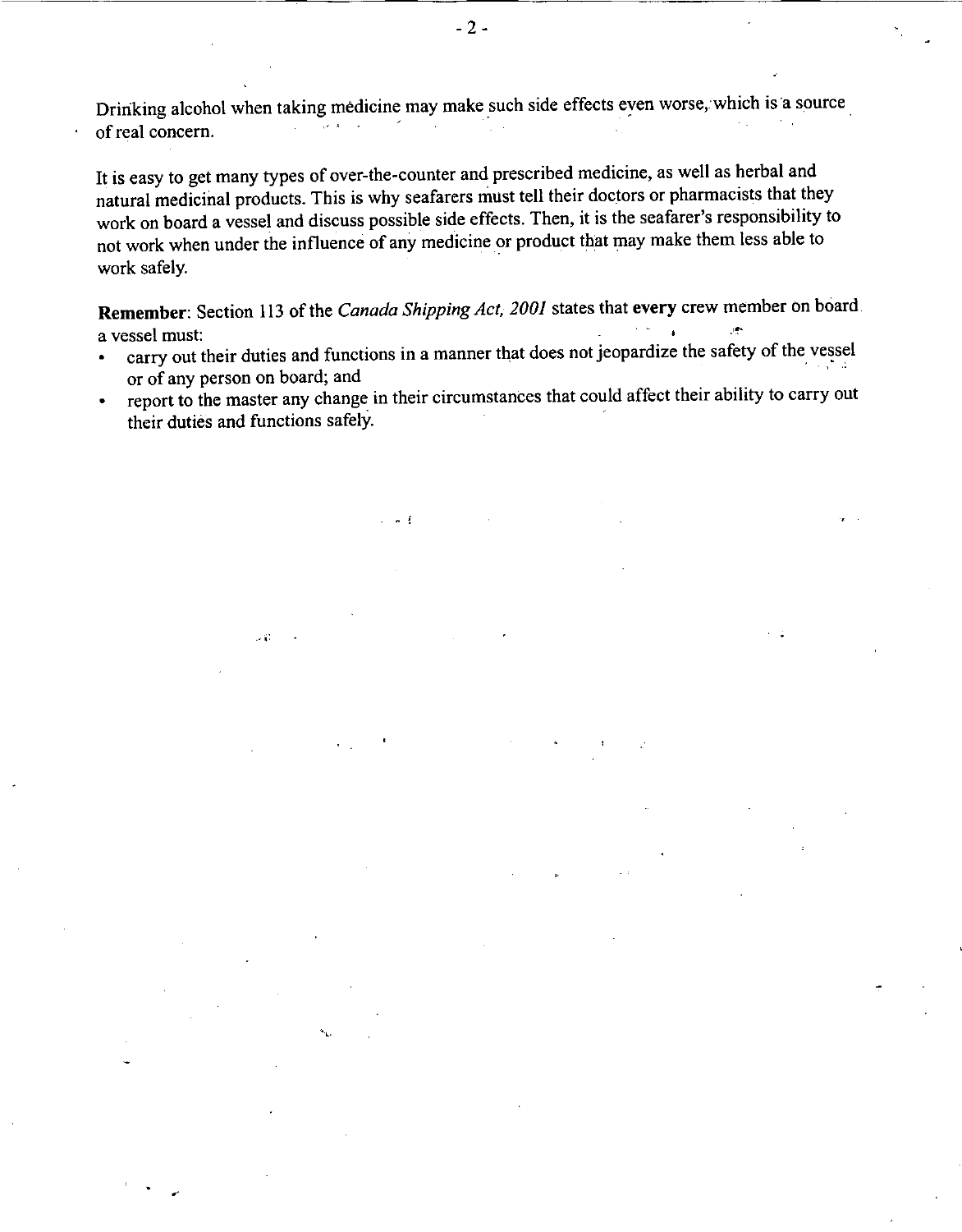Drinking alcohol when taking medicine may make such side effects even worse, which is a source of real concern.

It is easy to get many types of over-the-counter and prescribed medicine, as well as herbal and natural medicinal products. This is why seafarers must tell their doctors or pharmacists that they work on board a vessel and discuss possible side effects. Then, it is the seafarer's responsibility to not work when under the influence of any medicine or product that may make them less able to work safely.

**Remember**: Section 113 of the *Canada Shipping Act, 2001* states that **every** crew member on board a vessel must:

- carry out their duties and functions in a manner that does not jeopardize the safety of the vessel or of any person on board; and
- report to the master any change in their circumstances that could affect their ability to carry out their duties and functions safely.